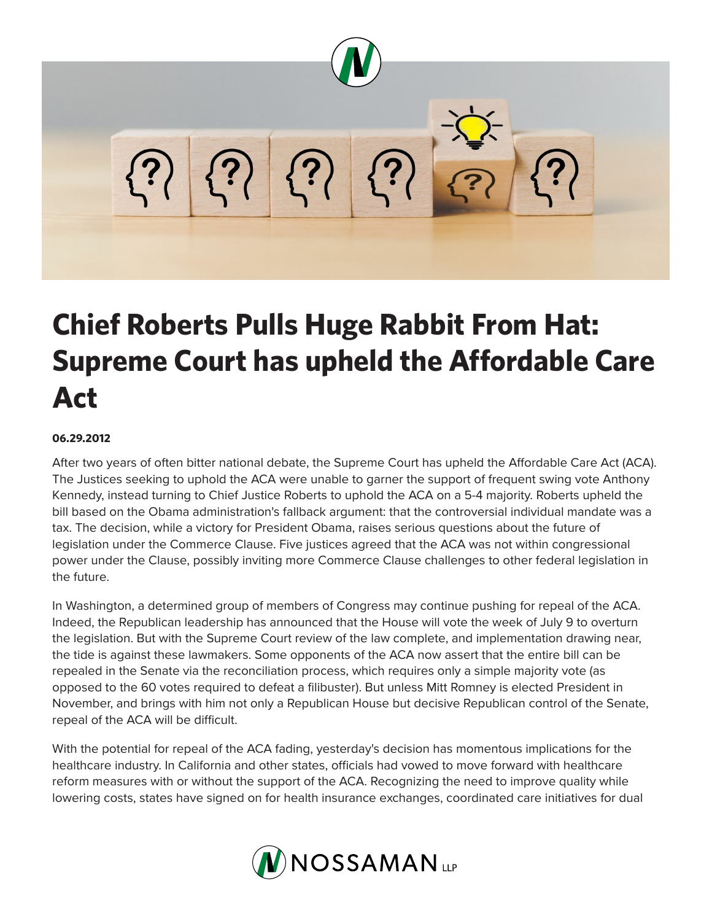# Chief Roberts Pulls Huge Rabbit From Hat: Supreme Court has upheld the Affordable Care Act

**06.29.2012**

After two years of often bitter national debate, the Supreme Court has upheld the Affordable Care Act (ACA). The Justices seeking to uphold the ACA were unable to garner the support of frequent swing vote Anthony Kennedy, instead turning to Chief Justice Roberts to uphold the ACA on a 5-4 majority. Roberts upheld the bill based on the Obama administration's fallback argument: that the controversial individual mandate was a tax. The decision, while a victory for President Obama, raises serious questions about the future of legislation under the Commerce Clause. Five justices agreed that the ACA was not within congressional power under the Clause, possibly inviting more Commerce Clause challenges to other federal legislation in the future.

In Washington, a determined group of members of Congress may continue pushing for repeal of the ACA. Indeed, the Republican leadership has announced that the House will vote the week of July 9 to overturn the legislation. But with the Supreme Court review of the law complete, and implementation drawing near, the tide is against these lawmakers. Some opponents of the ACA now assert that the entire bill can be repealed in the Senate via the reconciliation process, which requires only a simple majority vote (as opposed to the 60 votes required to defeat a filibuster). But unless Mitt Romney is elected President in November, and brings with him not only a Republican House but decisive Republican control of the Senate, repeal of the ACA will be difficult.

With the potential for repeal of the ACA fading, yesterday's decision has momentous implications for the healthcare industry. In California and other states, officials had vowed to move forward with healthcare reform measures with or without the support of the ACA. Recognizing the need to improve quality while lowering costs, states have signed on for health insurance exchanges, coordinated care initiatives for dual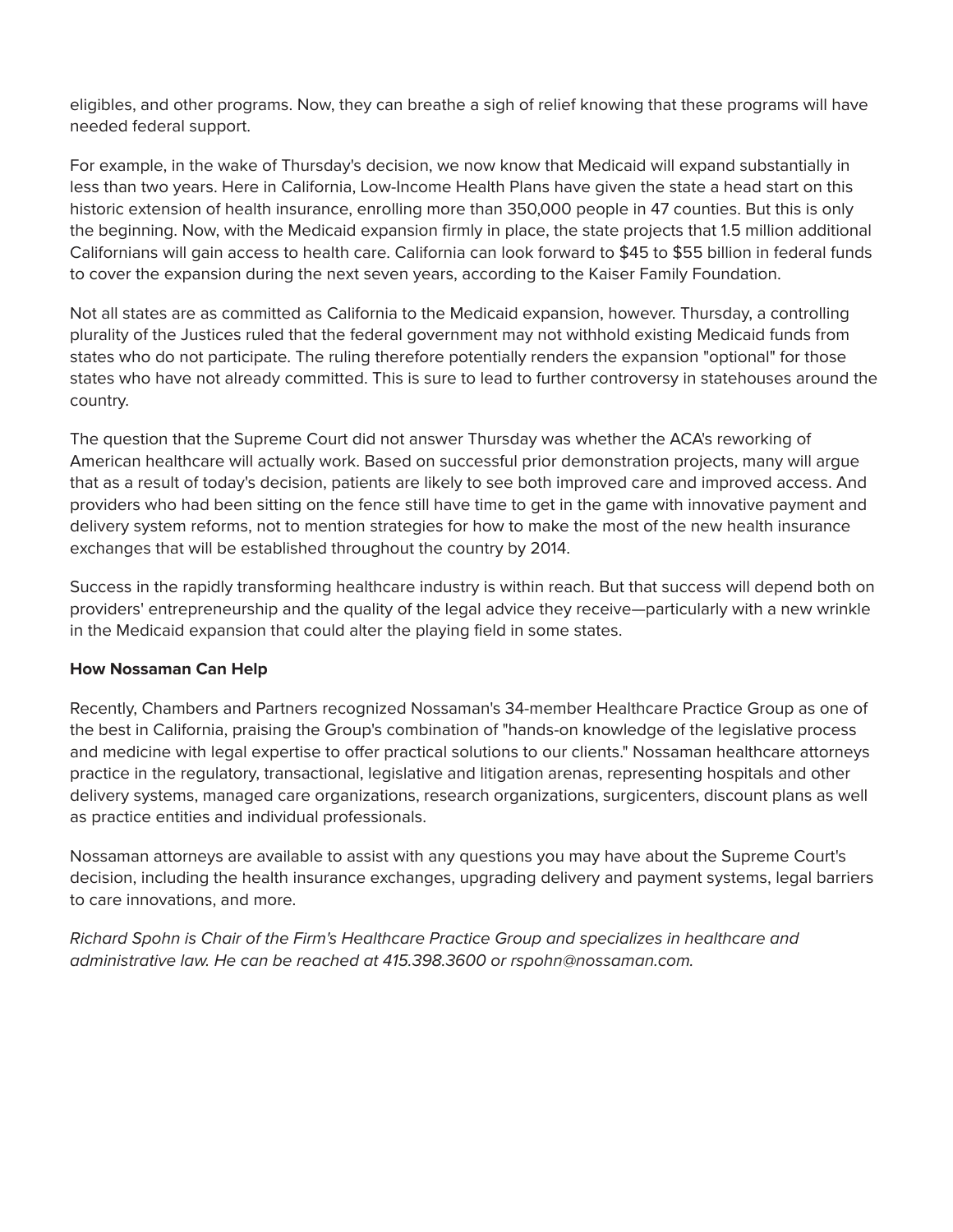eligibles, and other programs. Now, they can breathe a sigh of relief knowing that these programs will have needed federal support.

For example, in the wake of Thursday's decision, we now know that Medicaid will expand substantially in less than two years. Here in California, Low-Income Health Plans have given the state a head start on this historic extension of health insurance, enrolling more than 350,000 people in 47 counties. But this is only the beginning. Now, with the Medicaid expansion firmly in place, the state projects that 1.5 million additional Californians will gain access to health care. California can look forward to $45 to $55 billion in federal funds to cover the expansion during the next seven years, according to the Kaiser Family Foundation.

Not all states are as committed as California to the Medicaid expansion, however. Thursday, a controlling plurality of the Justices ruled that the federal government may not withhold existing Medicaid funds from states who do not participate. The ruling therefore potentially renders the expansion "optional" for those states who have not already committed. This is sure to lead to further controversy in statehouses around the country.

The question that the Supreme Court did not answer Thursday was whether the ACA's reworking of American healthcare will actually work. Based on successful prior demonstration projects, many will argue that as a result of today's decision, patients are likely to see both improved care and improved access. And providers who had been sitting on the fence still have time to get in the game with innovative payment and delivery system reforms, not to mention strategies for how to make the most of the new health insurance exchanges that will be established throughout the country by 2014.

Success in the rapidly transforming healthcare industry is within reach. But that success will depend both on providers' entrepreneurship and the quality of the legal advice they receive—particularly with a new wrinkle in the Medicaid expansion that could alter the playing field in some states.

**How Nossaman Can Help**

Recently, Chambers and Partners recognized Nossaman's 34-member Healthcare Practice Group as one of the best in California, praising the Group's combination of "hands-on knowledge of the legislative process and medicine with legal expertise to offer practical solutions to our clients." Nossaman healthcare attorneys practice in the regulatory, transactional, legislative and litigation arenas, representing hospitals and other delivery systems, managed care organizations, research organizations, surgicenters, discount plans as well as practice entities and individual professionals.

Nossaman attorneys are available to assist with any questions you may have about the Supreme Court's decision, including the health insurance exchanges, upgrading delivery and payment systems, legal barriers to care innovations, and more.

*Richard Spohn is Chair of the Firm's Healthcare Practice Group and specializes in healthcare and administrative law. He can be reached at 415.398.3600 or rspohn@nossaman.com.*